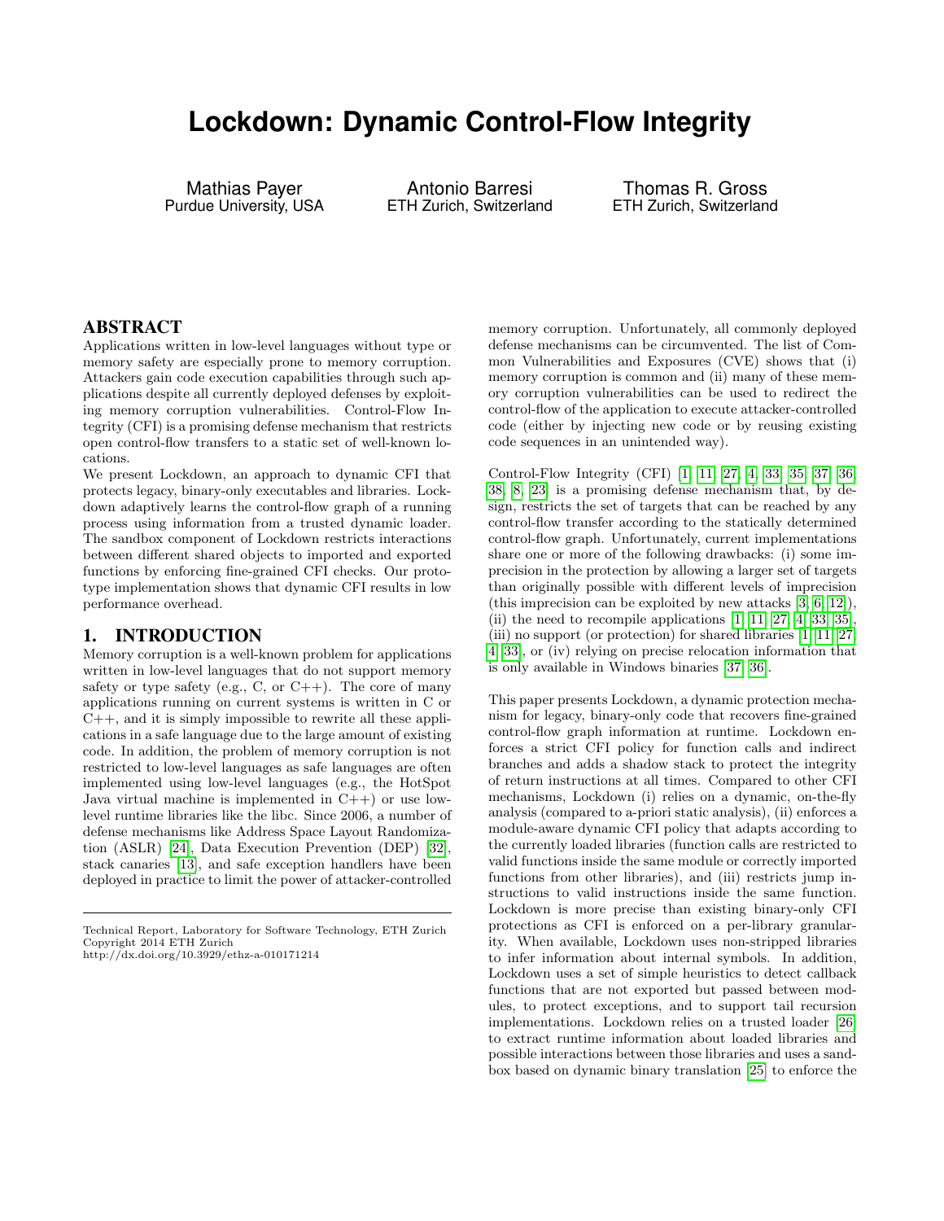# Lockdown: Dynamic Control-Flow Integrity

Mathias Payer
Purdue University, USA

Antonio Barresi
ETH Zurich, Switzerland

Thomas R. Gross
ETH Zurich, Switzerland

## ABSTRACT

Applications written in low-level languages without type or memory safety are especially prone to memory corruption. Attackers gain code execution capabilities through such applications despite all currently deployed defenses by exploiting memory corruption vulnerabilities. Control-Flow Integrity (CFI) is a promising defense mechanism that restricts open control-flow transfers to a static set of well-known locations.

We present Lockdown, an approach to dynamic CFI that protects legacy, binary-only executables and libraries. Lockdown adaptively learns the control-flow graph of a running process using information from a trusted dynamic loader. The sandbox component of Lockdown restricts interactions between different shared objects to imported and exported functions by enforcing fine-grained CFI checks. Our prototype implementation shows that dynamic CFI results in low performance overhead.

## 1. INTRODUCTION

Memory corruption is a well-known problem for applications written in low-level languages that do not support memory safety or type safety (e.g., C, or C++). The core of many applications running on current systems is written in C or C++, and it is simply impossible to rewrite all these applications in a safe language due to the large amount of existing code. In addition, the problem of memory corruption is not restricted to low-level languages as safe languages are often implemented using low-level languages (e.g., the HotSpot Java virtual machine is implemented in C++) or use low-level runtime libraries like the libc. Since 2006, a number of defense mechanisms like Address Space Layout Randomization (ASLR) [24], Data Execution Prevention (DEP) [32], stack canaries [13], and safe exception handlers have been deployed in practice to limit the power of attacker-controlled memory corruption. Unfortunately, all commonly deployed defense mechanisms can be circumvented. The list of Common Vulnerabilities and Exposures (CVE) shows that (i) memory corruption is common and (ii) many of these memory corruption vulnerabilities can be used to redirect the control-flow of the application to execute attacker-controlled code (either by injecting new code or by reusing existing code sequences in an unintended way).

Control-Flow Integrity (CFI) [1, 11, 27, 4, 33, 35, 37, 36, 38, 8, 23] is a promising defense mechanism that, by design, restricts the set of targets that can be reached by any control-flow transfer according to the statically determined control-flow graph. Unfortunately, current implementations share one or more of the following drawbacks: (i) some imprecision in the protection by allowing a larger set of targets than originally possible with different levels of imprecision (this imprecision can be exploited by new attacks [3, 6, 12]), (ii) the need to recompile applications [1, 11, 27, 4, 33, 35], (iii) no support (or protection) for shared libraries [1, 11, 27, 4, 33], or (iv) relying on precise relocation information that is only available in Windows binaries [37, 36].

This paper presents Lockdown, a dynamic protection mechanism for legacy, binary-only code that recovers fine-grained control-flow graph information at runtime. Lockdown enforces a strict CFI policy for function calls and indirect branches and adds a shadow stack to protect the integrity of return instructions at all times. Compared to other CFI mechanisms, Lockdown (i) relies on a dynamic, on-the-fly analysis (compared to a-priori static analysis), (ii) enforces a module-aware dynamic CFI policy that adapts according to the currently loaded libraries (function calls are restricted to valid functions inside the same module or correctly imported functions from other libraries), and (iii) restricts jump instructions to valid instructions inside the same function. Lockdown is more precise than existing binary-only CFI protections as CFI is enforced on a per-library granularity. When available, Lockdown uses non-stripped libraries to infer information about internal symbols. In addition, Lockdown uses a set of simple heuristics to detect callback functions that are not exported but passed between modules, to protect exceptions, and to support tail recursion implementations. Lockdown relies on a trusted loader [26] to extract runtime information about loaded libraries and possible interactions between those libraries and uses a sandbox based on dynamic binary translation [25] to enforce the

Technical Report, Laboratory for Software Technology, ETH Zurich
Copyright 2014 ETH Zurich
http://dx.doi.org/10.3929/ethz-a-010171214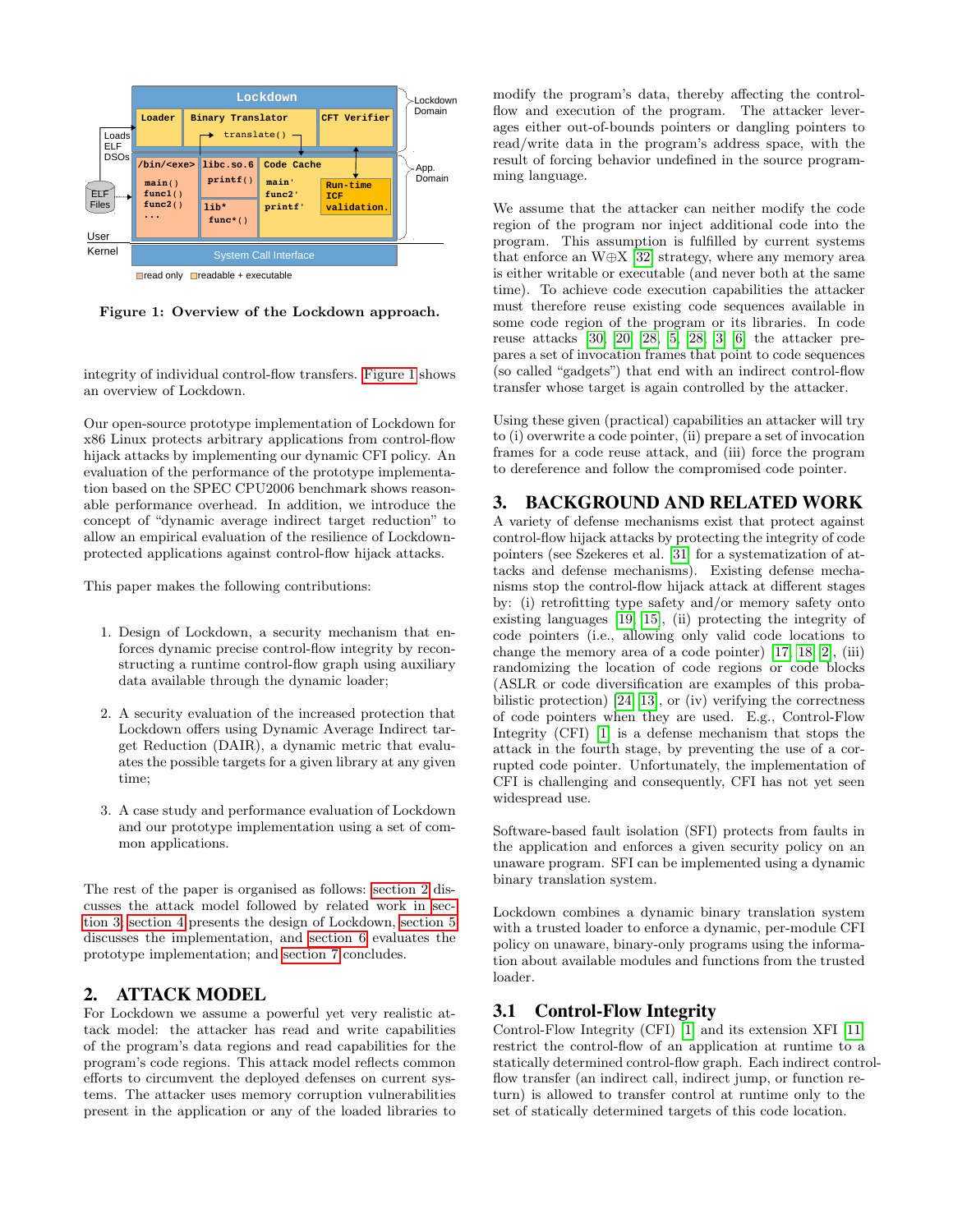Figure 1: Overview of the Lockdown approach.

integrity of individual control-flow transfers. Figure 1 shows an overview of Lockdown.

Our open-source prototype implementation of Lockdown for x86 Linux protects arbitrary applications from control-flow hijack attacks by implementing our dynamic CFI policy. An evaluation of the performance of the prototype implementation based on the SPEC CPU2006 benchmark shows reasonable performance overhead. In addition, we introduce the concept of "dynamic average indirect target reduction" to allow an empirical evaluation of the resilience of Lockdown-protected applications against control-flow hijack attacks.

This paper makes the following contributions:

1. Design of Lockdown, a security mechanism that enforces dynamic precise control-flow integrity by reconstructing a runtime control-flow graph using auxiliary data available through the dynamic loader;

2. A security evaluation of the increased protection that Lockdown offers using Dynamic Average Indirect target Reduction (DAIR), a dynamic metric that evaluates the possible targets for a given library at any given time;

3. A case study and performance evaluation of Lockdown and our prototype implementation using a set of common applications.

The rest of the paper is organised as follows: section 2 discusses the attack model followed by related work in section 3; section 4 presents the design of Lockdown, section 5 discusses the implementation, and section 6 evaluates the prototype implementation; and section 7 concludes.

## 2. ATTACK MODEL

For Lockdown we assume a powerful yet very realistic attack model: the attacker has read and write capabilities of the program's data regions and read capabilities for the program's code regions. This attack model reflects common efforts to circumvent the deployed defenses on current systems. The attacker uses memory corruption vulnerabilities present in the application or any of the loaded libraries to modify the program's data, thereby affecting the control-flow and execution of the program. The attacker leverages either out-of-bounds pointers or dangling pointers to read/write data in the program's address space, with the result of forcing behavior undefined in the source programming language.

We assume that the attacker can neither modify the code region of the program nor inject additional code into the program. This assumption is fulfilled by current systems that enforce an W⊕X [32] strategy, where any memory area is either writable or executable (and never both at the same time). To achieve code execution capabilities the attacker must therefore reuse existing code sequences available in some code region of the program or its libraries. In code reuse attacks [30, 20, 28, 5, 28, 3, 6] the attacker prepares a set of invocation frames that point to code sequences (so called "gadgets") that end with an indirect control-flow transfer whose target is again controlled by the attacker.

Using these given (practical) capabilities an attacker will try to (i) overwrite a code pointer, (ii) prepare a set of invocation frames for a code reuse attack, and (iii) force the program to dereference and follow the compromised code pointer.

## 3. BACKGROUND AND RELATED WORK

A variety of defense mechanisms exist that protect against control-flow hijack attacks by protecting the integrity of code pointers (see Szekeres et al. [31] for a systematization of attacks and defense mechanisms). Existing defense mechanisms stop the control-flow hijack attack at different stages by: (i) retrofitting type safety and/or memory safety onto existing languages [19, 15], (ii) protecting the integrity of code pointers (i.e., allowing only valid code locations to change the memory area of a code pointer) [17, 18, 2], (iii) randomizing the location of code regions or code blocks (ASLR or code diversification are examples of this probabilistic protection) [24, 13], or (iv) verifying the correctness of code pointers when they are used. E.g., Control-Flow Integrity (CFI) [1] is a defense mechanism that stops the attack in the fourth stage, by preventing the use of a corrupted code pointer. Unfortunately, the implementation of CFI is challenging and consequently, CFI has not yet seen widespread use.

Software-based fault isolation (SFI) protects from faults in the application and enforces a given security policy on an unaware program. SFI can be implemented using a dynamic binary translation system.

Lockdown combines a dynamic binary translation system with a trusted loader to enforce a dynamic, per-module CFI policy on unaware, binary-only programs using the information about available modules and functions from the trusted loader.

### 3.1 Control-Flow Integrity

Control-Flow Integrity (CFI) [1] and its extension XFI [11] restrict the control-flow of an application at runtime to a statically determined control-flow graph. Each indirect control-flow transfer (an indirect call, indirect jump, or function return) is allowed to transfer control at runtime only to the set of statically determined targets of this code location.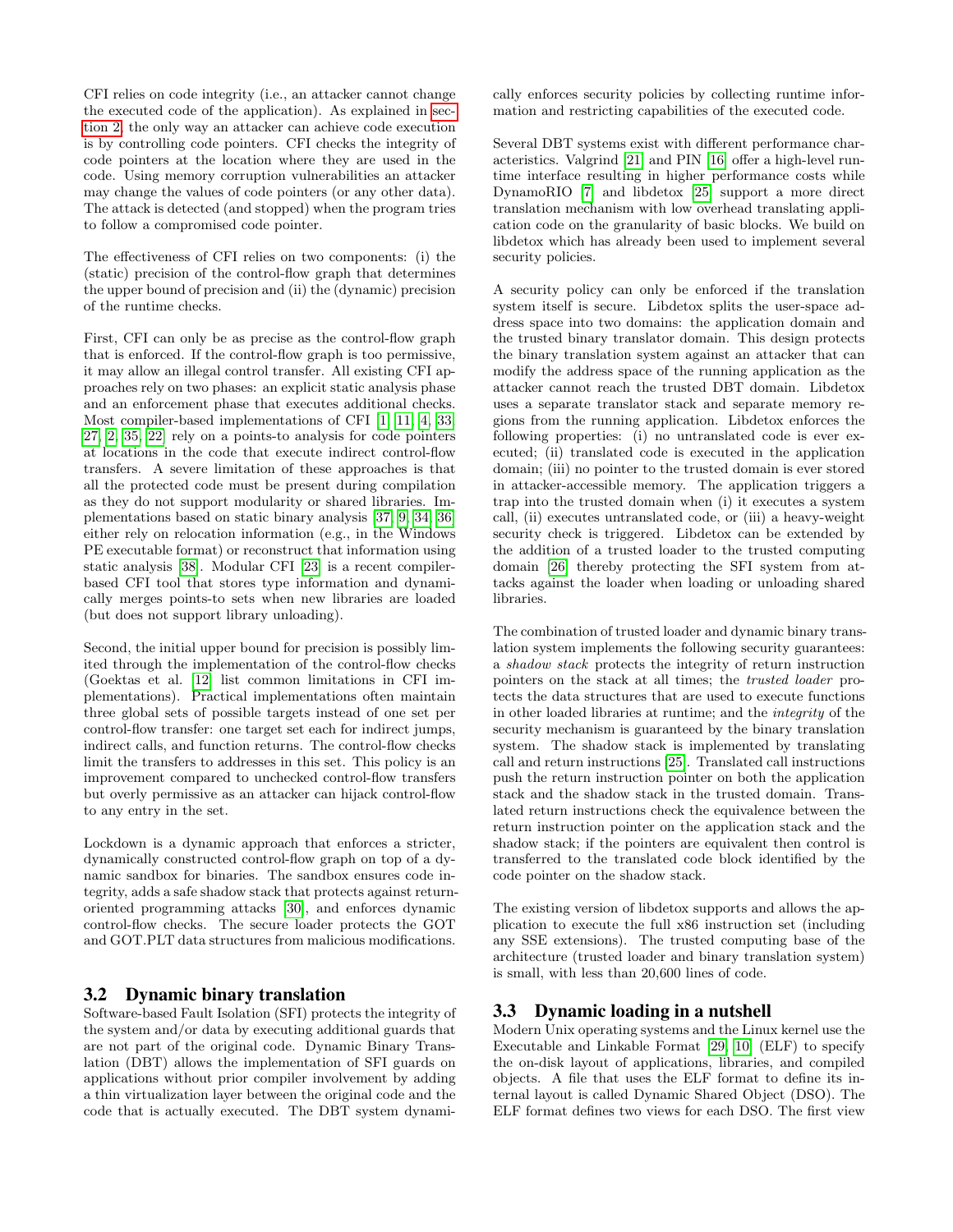CFI relies on code integrity (i.e., an attacker cannot change the executed code of the application). As explained in section 2, the only way an attacker can achieve code execution is by controlling code pointers. CFI checks the integrity of code pointers at the location where they are used in the code. Using memory corruption vulnerabilities an attacker may change the values of code pointers (or any other data). The attack is detected (and stopped) when the program tries to follow a compromised code pointer.

The effectiveness of CFI relies on two components: (i) the (static) precision of the control-flow graph that determines the upper bound of precision and (ii) the (dynamic) precision of the runtime checks.

First, CFI can only be as precise as the control-flow graph that is enforced. If the control-flow graph is too permissive, it may allow an illegal control transfer. All existing CFI approaches rely on two phases: an explicit static analysis phase and an enforcement phase that executes additional checks. Most compiler-based implementations of CFI [1, 11, 4, 33, 27, 2, 35, 22] rely on a points-to analysis for code pointers at locations in the code that execute indirect control-flow transfers. A severe limitation of these approaches is that all the protected code must be present during compilation as they do not support modularity or shared libraries. Implementations based on static binary analysis [37, 9, 34, 36] either rely on relocation information (e.g., in the Windows PE executable format) or reconstruct that information using static analysis [38]. Modular CFI [23] is a recent compiler-based CFI tool that stores type information and dynamically merges points-to sets when new libraries are loaded (but does not support library unloading).

Second, the initial upper bound for precision is possibly limited through the implementation of the control-flow checks (Goektas et al. [12] list common limitations in CFI implementations). Practical implementations often maintain three global sets of possible targets instead of one set per control-flow transfer: one target set each for indirect jumps, indirect calls, and function returns. The control-flow checks limit the transfers to addresses in this set. This policy is an improvement compared to unchecked control-flow transfers but overly permissive as an attacker can hijack control-flow to any entry in the set.

Lockdown is a dynamic approach that enforces a stricter, dynamically constructed control-flow graph on top of a dynamic sandbox for binaries. The sandbox ensures code integrity, adds a safe shadow stack that protects against return-oriented programming attacks [30], and enforces dynamic control-flow checks. The secure loader protects the GOT and GOT.PLT data structures from malicious modifications.

### 3.2 Dynamic binary translation

Software-based Fault Isolation (SFI) protects the integrity of the system and/or data by executing additional guards that are not part of the original code. Dynamic Binary Translation (DBT) allows the implementation of SFI guards on applications without prior compiler involvement by adding a thin virtualization layer between the original code and the code that is actually executed. The DBT system dynamically enforces security policies by collecting runtime information and restricting capabilities of the executed code.

Several DBT systems exist with different performance characteristics. Valgrind [21] and PIN [16] offer a high-level runtime interface resulting in higher performance costs while DynamoRIO [7] and libdetox [25] support a more direct translation mechanism with low overhead translating application code on the granularity of basic blocks. We build on libdetox which has already been used to implement several security policies.

A security policy can only be enforced if the translation system itself is secure. Libdetox splits the user-space address space into two domains: the application domain and the trusted binary translator domain. This design protects the binary translation system against an attacker that can modify the address space of the running application as the attacker cannot reach the trusted DBT domain. Libdetox uses a separate translator stack and separate memory regions from the running application. Libdetox enforces the following properties: (i) no untranslated code is ever executed; (ii) translated code is executed in the application domain; (iii) no pointer to the trusted domain is ever stored in attacker-accessible memory. The application triggers a trap into the trusted domain when (i) it executes a system call, (ii) executes untranslated code, or (iii) a heavy-weight security check is triggered. Libdetox can be extended by the addition of a trusted loader to the trusted computing domain [26] thereby protecting the SFI system from attacks against the loader when loading or unloading shared libraries.

The combination of trusted loader and dynamic binary translation system implements the following security guarantees: a *shadow stack* protects the integrity of return instruction pointers on the stack at all times; the *trusted loader* protects the data structures that are used to execute functions in other loaded libraries at runtime; and the *integrity* of the security mechanism is guaranteed by the binary translation system. The shadow stack is implemented by translating call and return instructions [25]. Translated call instructions push the return instruction pointer on both the application stack and the shadow stack in the trusted domain. Translated return instructions check the equivalence between the return instruction pointer on the application stack and the shadow stack; if the pointers are equivalent then control is transferred to the translated code block identified by the code pointer on the shadow stack.

The existing version of libdetox supports and allows the application to execute the full x86 instruction set (including any SSE extensions). The trusted computing base of the architecture (trusted loader and binary translation system) is small, with less than 20,600 lines of code.

### 3.3 Dynamic loading in a nutshell

Modern Unix operating systems and the Linux kernel use the Executable and Linkable Format [29, 10] (ELF) to specify the on-disk layout of applications, libraries, and compiled objects. A file that uses the ELF format to define its internal layout is called Dynamic Shared Object (DSO). The ELF format defines two views for each DSO. The first view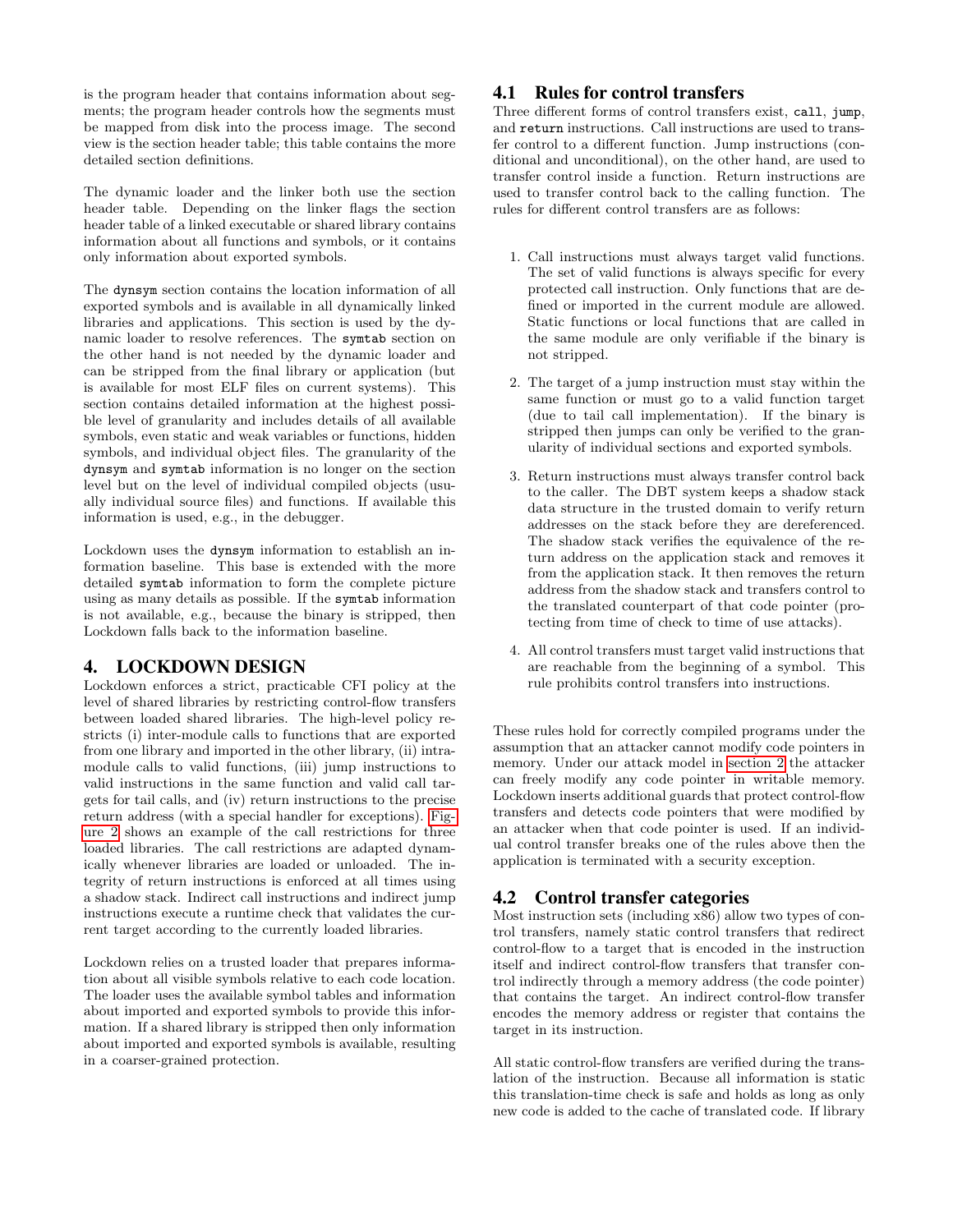is the program header that contains information about segments; the program header controls how the segments must be mapped from disk into the process image. The second view is the section header table; this table contains the more detailed section definitions.

The dynamic loader and the linker both use the section header table. Depending on the linker flags the section header table of a linked executable or shared library contains information about all functions and symbols, or it contains only information about exported symbols.

The `dynsym` section contains the location information of all exported symbols and is available in all dynamically linked libraries and applications. This section is used by the dynamic loader to resolve references. The `symtab` section on the other hand is not needed by the dynamic loader and can be stripped from the final library or application (but is available for most ELF files on current systems). This section contains detailed information at the highest possible level of granularity and includes details of all available symbols, even static and weak variables or functions, hidden symbols, and individual object files. The granularity of the `dynsym` and `symtab` information is no longer on the section level but on the level of individual compiled objects (usually individual source files) and functions. If available this information is used, e.g., in the debugger.

Lockdown uses the `dynsym` information to establish an information baseline. This base is extended with the more detailed `symtab` information to form the complete picture using as many details as possible. If the `symtab` information is not available, e.g., because the binary is stripped, then Lockdown falls back to the information baseline.

# 4. LOCKDOWN DESIGN

Lockdown enforces a strict, practicable CFI policy at the level of shared libraries by restricting control-flow transfers between loaded shared libraries. The high-level policy restricts (i) inter-module calls to functions that are exported from one library and imported in the other library, (ii) intra-module calls to valid functions, (iii) jump instructions to valid instructions in the same function and valid call targets for tail calls, and (iv) return instructions to the precise return address (with a special handler for exceptions). Figure 2 shows an example of the call restrictions for three loaded libraries. The call restrictions are adapted dynamically whenever libraries are loaded or unloaded. The integrity of return instructions is enforced at all times using a shadow stack. Indirect call instructions and indirect jump instructions execute a runtime check that validates the current target according to the currently loaded libraries.

Lockdown relies on a trusted loader that prepares information about all visible symbols relative to each code location. The loader uses the available symbol tables and information about imported and exported symbols to provide this information. If a shared library is stripped then only information about imported and exported symbols is available, resulting in a coarser-grained protection.

## 4.1 Rules for control transfers

Three different forms of control transfers exist, `call`, `jump`, and `return` instructions. Call instructions are used to transfer control to a different function. Jump instructions (conditional and unconditional), on the other hand, are used to transfer control inside a function. Return instructions are used to transfer control back to the calling function. The rules for different control transfers are as follows:

1. Call instructions must always target valid functions. The set of valid functions is always specific for every protected call instruction. Only functions that are defined or imported in the current module are allowed. Static functions or local functions that are called in the same module are only verifiable if the binary is not stripped.
2. The target of a jump instruction must stay within the same function or must go to a valid function target (due to tail call implementation). If the binary is stripped then jumps can only be verified to the granularity of individual sections and exported symbols.
3. Return instructions must always transfer control back to the caller. The DBT system keeps a shadow stack data structure in the trusted domain to verify return addresses on the stack before they are dereferenced. The shadow stack verifies the equivalence of the return address on the application stack and removes it from the application stack. It then removes the return address from the shadow stack and transfers control to the translated counterpart of that code pointer (protecting from time of check to time of use attacks).
4. All control transfers must target valid instructions that are reachable from the beginning of a symbol. This rule prohibits control transfers into instructions.

These rules hold for correctly compiled programs under the assumption that an attacker cannot modify code pointers in memory. Under our attack model in section 2 the attacker can freely modify any code pointer in writable memory. Lockdown inserts additional guards that protect control-flow transfers and detects code pointers that were modified by an attacker when that code pointer is used. If an individual control transfer breaks one of the rules above then the application is terminated with a security exception.

## 4.2 Control transfer categories

Most instruction sets (including x86) allow two types of control transfers, namely static control transfers that redirect control-flow to a target that is encoded in the instruction itself and indirect control-flow transfers that transfer control indirectly through a memory address (the code pointer) that contains the target. An indirect control-flow transfer encodes the memory address or register that contains the target in its instruction.

All static control-flow transfers are verified during the translation of the instruction. Because all information is static this translation-time check is safe and holds as long as only new code is added to the cache of translated code. If library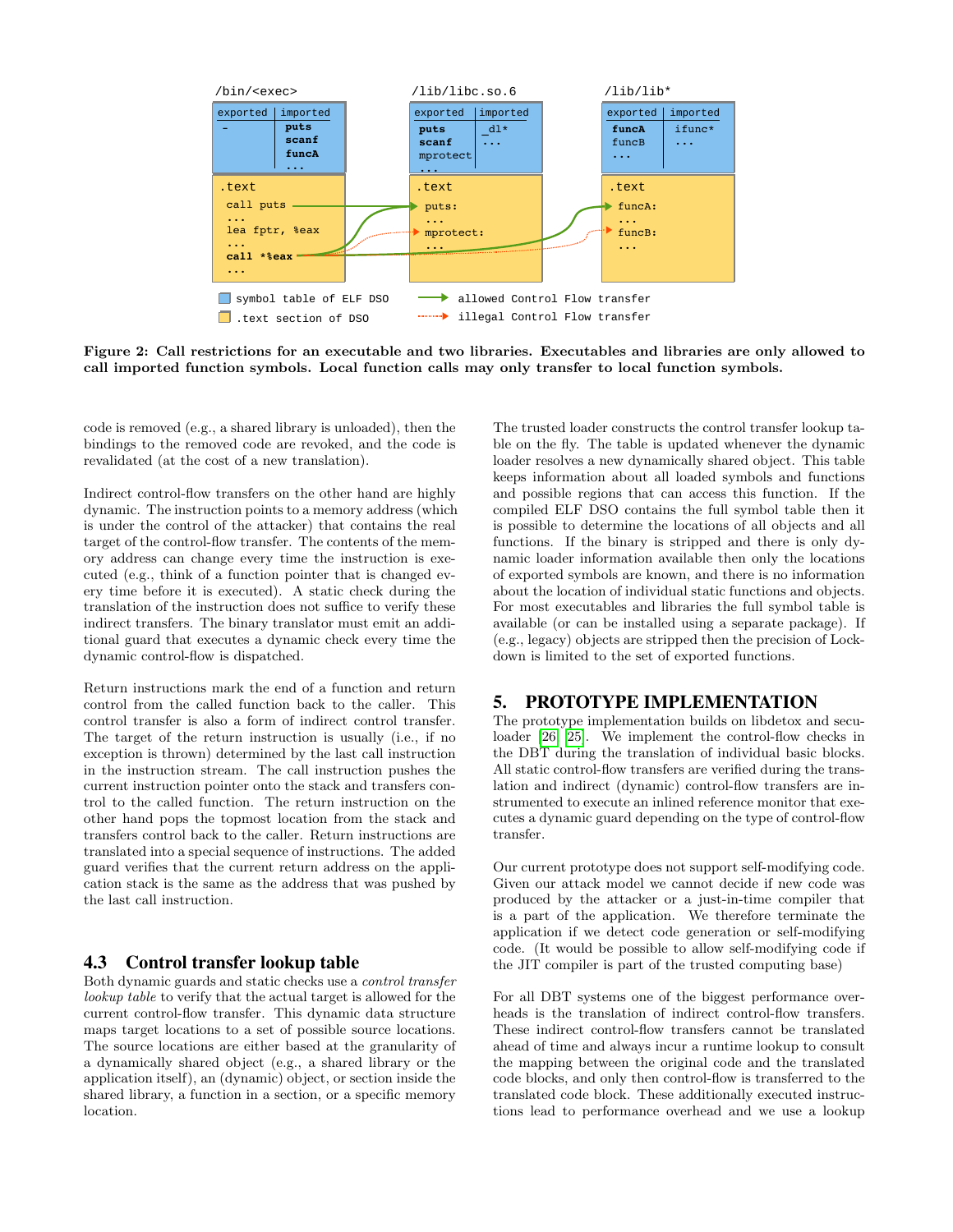**Figure 2: Call restrictions for an executable and two libraries. Executables and libraries are only allowed to call imported function symbols. Local function calls may only transfer to local function symbols.**

code is removed (e.g., a shared library is unloaded), then the bindings to the removed code are revoked, and the code is revalidated (at the cost of a new translation).

Indirect control-flow transfers on the other hand are highly dynamic. The instruction points to a memory address (which is under the control of the attacker) that contains the real target of the control-flow transfer. The contents of the memory address can change every time the instruction is executed (e.g., think of a function pointer that is changed every time before it is executed). A static check during the translation of the instruction does not suffice to verify these indirect transfers. The binary translator must emit an additional guard that executes a dynamic check every time the dynamic control-flow is dispatched.

Return instructions mark the end of a function and return control from the called function back to the caller. This control transfer is also a form of indirect control transfer. The target of the return instruction is usually (i.e., if no exception is thrown) determined by the last call instruction in the instruction stream. The call instruction pushes the current instruction pointer onto the stack and transfers control to the called function. The return instruction on the other hand pops the topmost location from the stack and transfers control back to the caller. Return instructions are translated into a special sequence of instructions. The added guard verifies that the current return address on the application stack is the same as the address that was pushed by the last call instruction.

### 4.3 Control transfer lookup table

Both dynamic guards and static checks use a *control transfer lookup table* to verify that the actual target is allowed for the current control-flow transfer. This dynamic data structure maps target locations to a set of possible source locations. The source locations are either based at the granularity of a dynamically shared object (e.g., a shared library or the application itself), an (dynamic) object, or section inside the shared library, a function in a section, or a specific memory location.

The trusted loader constructs the control transfer lookup table on the fly. The table is updated whenever the dynamic loader resolves a new dynamically shared object. This table keeps information about all loaded symbols and functions and possible regions that can access this function. If the compiled ELF DSO contains the full symbol table then it is possible to determine the locations of all objects and all functions. If the binary is stripped and there is only dynamic loader information available then only the locations of exported symbols are known, and there is no information about the location of individual static functions and objects. For most executables and libraries the full symbol table is available (or can be installed using a separate package). If (e.g., legacy) objects are stripped then the precision of Lockdown is limited to the set of exported functions.

## 5. PROTOTYPE IMPLEMENTATION

The prototype implementation builds on libdetox and seculoader [26] [25]. We implement the control-flow checks in the DBT during the translation of individual basic blocks. All static control-flow transfers are verified during the translation and indirect (dynamic) control-flow transfers are instrumented to execute an inlined reference monitor that executes a dynamic guard depending on the type of control-flow transfer.

Our current prototype does not support self-modifying code. Given our attack model we cannot decide if new code was produced by the attacker or a just-in-time compiler that is a part of the application. We therefore terminate the application if we detect code generation or self-modifying code. (It would be possible to allow self-modifying code if the JIT compiler is part of the trusted computing base)

For all DBT systems one of the biggest performance overheads is the translation of indirect control-flow transfers. These indirect control-flow transfers cannot be translated ahead of time and always incur a runtime lookup to consult the mapping between the original code and the translated code blocks, and only then control-flow is transferred to the translated code block. These additionally executed instructions lead to performance overhead and we use a lookup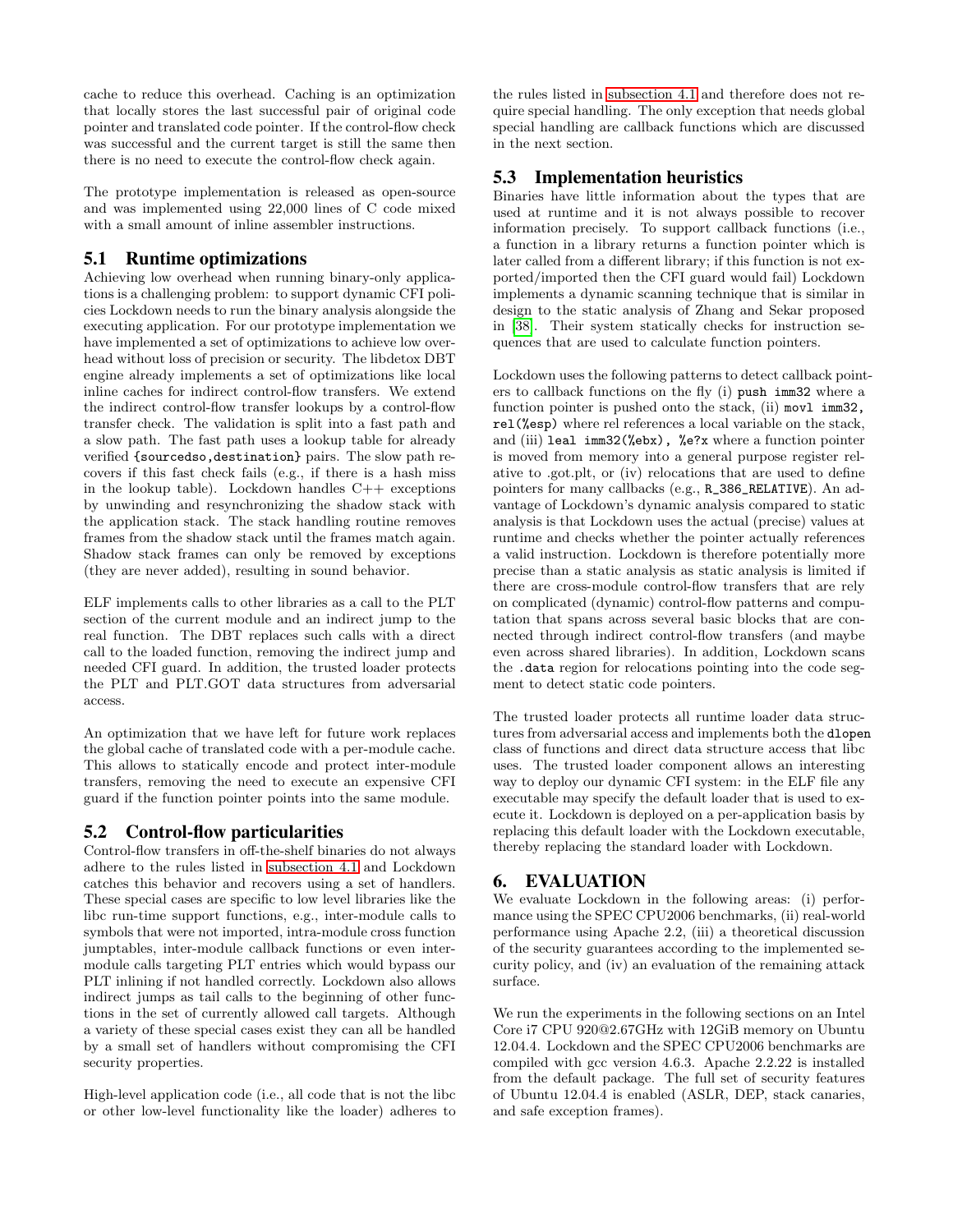cache to reduce this overhead. Caching is an optimization that locally stores the last successful pair of original code pointer and translated code pointer. If the control-flow check was successful and the current target is still the same then there is no need to execute the control-flow check again.

The prototype implementation is released as open-source and was implemented using 22,000 lines of C code mixed with a small amount of inline assembler instructions.

## 5.1 Runtime optimizations

Achieving low overhead when running binary-only applications is a challenging problem: to support dynamic CFI policies Lockdown needs to run the binary analysis alongside the executing application. For our prototype implementation we have implemented a set of optimizations to achieve low overhead without loss of precision or security. The libdetox DBT engine already implements a set of optimizations like local inline caches for indirect control-flow transfers. We extend the indirect control-flow transfer lookups by a control-flow transfer check. The validation is split into a fast path and a slow path. The fast path uses a lookup table for already verified `{sourcedso,destination}` pairs. The slow path recovers if this fast check fails (e.g., if there is a hash miss in the lookup table). Lockdown handles C++ exceptions by unwinding and resynchronizing the shadow stack with the application stack. The stack handling routine removes frames from the shadow stack until the frames match again. Shadow stack frames can only be removed by exceptions (they are never added), resulting in sound behavior.

ELF implements calls to other libraries as a call to the PLT section of the current module and an indirect jump to the real function. The DBT replaces such calls with a direct call to the loaded function, removing the indirect jump and needed CFI guard. In addition, the trusted loader protects the PLT and PLT.GOT data structures from adversarial access.

An optimization that we have left for future work replaces the global cache of translated code with a per-module cache. This allows to statically encode and protect inter-module transfers, removing the need to execute an expensive CFI guard if the function pointer points into the same module.

## 5.2 Control-flow particularities

Control-flow transfers in off-the-shelf binaries do not always adhere to the rules listed in subsection 4.1 and Lockdown catches this behavior and recovers using a set of handlers. These special cases are specific to low level libraries like the libc run-time support functions, e.g., inter-module calls to symbols that were not imported, intra-module cross function jumptables, inter-module callback functions or even inter-module calls targeting PLT entries which would bypass our PLT inlining if not handled correctly. Lockdown also allows indirect jumps as tail calls to the beginning of other functions in the set of currently allowed call targets. Although a variety of these special cases exist they can all be handled by a small set of handlers without compromising the CFI security properties.

High-level application code (i.e., all code that is not the libc or other low-level functionality like the loader) adheres to the rules listed in subsection 4.1 and therefore does not require special handling. The only exception that needs global special handling are callback functions which are discussed in the next section.

## 5.3 Implementation heuristics

Binaries have little information about the types that are used at runtime and it is not always possible to recover information precisely. To support callback functions (i.e., a function in a library returns a function pointer which is later called from a different library; if this function is not exported/imported then the CFI guard would fail) Lockdown implements a dynamic scanning technique that is similar in design to the static analysis of Zhang and Sekar proposed in [38]. Their system statically checks for instruction sequences that are used to calculate function pointers.

Lockdown uses the following patterns to detect callback pointers to callback functions on the fly (i) `push imm32` where a function pointer is pushed onto the stack, (ii) `movl imm32, rel(%esp)` where rel references a local variable on the stack, and (iii) `leal imm32(%ebx), %e?x` where a function pointer is moved from memory into a general purpose register relative to .got.plt, or (iv) relocations that are used to define pointers for many callbacks (e.g., `R_386_RELATIVE`). An advantage of Lockdown's dynamic analysis compared to static analysis is that Lockdown uses the actual (precise) values at runtime and checks whether the pointer actually references a valid instruction. Lockdown is therefore potentially more precise than a static analysis as static analysis is limited if there are cross-module control-flow transfers that are rely on complicated (dynamic) control-flow patterns and computation that spans across several basic blocks that are connected through indirect control-flow transfers (and maybe even across shared libraries). In addition, Lockdown scans the `.data` region for relocations pointing into the code segment to detect static code pointers.

The trusted loader protects all runtime loader data structures from adversarial access and implements both the `dlopen` class of functions and direct data structure access that libc uses. The trusted loader component allows an interesting way to deploy our dynamic CFI system: in the ELF file any executable may specify the default loader that is used to execute it. Lockdown is deployed on a per-application basis by replacing this default loader with the Lockdown executable, thereby replacing the standard loader with Lockdown.

# 6. EVALUATION

We evaluate Lockdown in the following areas: (i) performance using the SPEC CPU2006 benchmarks, (ii) real-world performance using Apache 2.2, (iii) a theoretical discussion of the security guarantees according to the implemented security policy, and (iv) an evaluation of the remaining attack surface.

We run the experiments in the following sections on an Intel Core i7 CPU 920@2.67GHz with 12GiB memory on Ubuntu 12.04.4. Lockdown and the SPEC CPU2006 benchmarks are compiled with gcc version 4.6.3. Apache 2.2.22 is installed from the default package. The full set of security features of Ubuntu 12.04.4 is enabled (ASLR, DEP, stack canaries, and safe exception frames).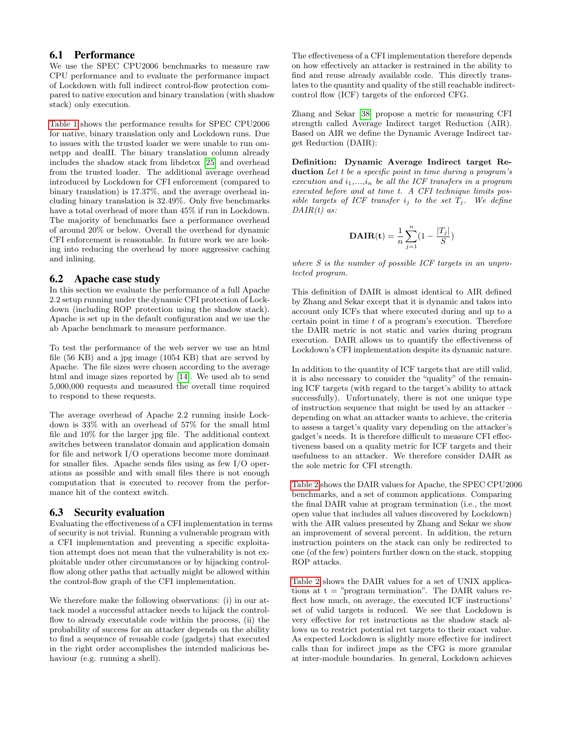## 6.1 Performance

We use the SPEC CPU2006 benchmarks to measure raw CPU performance and to evaluate the performance impact of Lockdown with full indirect control-flow protection compared to native execution and binary translation (with shadow stack) only execution.

Table 1 shows the performance results for SPEC CPU2006 for native, binary translation only and Lockdown runs. Due to issues with the trusted loader we were unable to run omnetpp and dealII. The binary translation column already includes the shadow stack from libdetox [25] and overhead from the trusted loader. The additional average overhead introduced by Lockdown for CFI enforcement (compared to binary translation) is 17.37%, and the average overhead including binary translation is 32.49%. Only five benchmarks have a total overhead of more than 45% if run in Lockdown. The majority of benchmarks face a performance overhead of around 20% or below. Overall the overhead for dynamic CFI enforcement is reasonable. In future work we are looking into reducing the overhead by more aggressive caching and inlining.

## 6.2 Apache case study

In this section we evaluate the performance of a full Apache 2.2 setup running under the dynamic CFI protection of Lockdown (including ROP protection using the shadow stack). Apache is set up in the default configuration and we use the ab Apache benchmark to measure performance.

To test the performance of the web server we use an html file (56 KB) and a jpg image (1054 KB) that are served by Apache. The file sizes were chosen according to the average html and image sizes reported by [14]. We used ab to send 5,000,000 requests and measured the overall time required to respond to these requests.

The average overhead of Apache 2.2 running inside Lockdown is 33% with an overhead of 57% for the small html file and 10% for the larger jpg file. The additional context switches between translator domain and application domain for file and network I/O operations become more dominant for smaller files. Apache sends files using as few I/O operations as possible and with small files there is not enough computation that is executed to recover from the performance hit of the context switch.

## 6.3 Security evaluation

Evaluating the effectiveness of a CFI implementation in terms of security is not trivial. Running a vulnerable program with a CFI implementation and preventing a specific exploitation attempt does not mean that the vulnerability is not exploitable under other circumstances or by hijacking control-flow along other paths that actually might be allowed within the control-flow graph of the CFI implementation.

We therefore make the following observations: (i) in our attack model a successful attacker needs to hijack the control-flow to already executable code within the process, (ii) the probability of success for an attacker depends on the ability to find a sequence of reusable code (gadgets) that executed in the right order accomplishes the intended malicious behaviour (e.g. running a shell).

The effectiveness of a CFI implementation therefore depends on how effectively an attacker is restrained in the ability to find and reuse already available code. This directly translates to the quantity and quality of the still reachable indirect-control flow (ICF) targets of the enforced CFG.

Zhang and Sekar [38] propose a metric for measuring CFI strength called Average Indirect target Reduction (AIR). Based on AIR we define the Dynamic Average Indirect target Reduction (DAIR):

**Definition: Dynamic Average Indirect target Reduction** *Let $t$ be a specific point in time during a program's execution and $i_1,\ldots,i_n$ be all the ICF transfers in a program executed before and at time $t$. A CFI technique limits possible targets of ICF transfer $i_j$ to the set $T_j$. We define DAIR(t) as:*

$$\mathbf{DAIR(t)} = \frac{1}{n}\sum_{j=1}^{n}\left(1 - \frac{|T_j|}{S}\right)$$

*where $S$ is the number of possible ICF targets in an unprotected program.*

This definition of DAIR is almost identical to AIR defined by Zhang and Sekar except that it is dynamic and takes into account only ICFs that where executed during and up to a certain point in time $t$ of a program's execution. Therefore the DAIR metric is not static and varies during program execution. DAIR allows us to quantify the effectiveness of Lockdown's CFI implementation despite its dynamic nature.

In addition to the quantity of ICF targets that are still valid, it is also necessary to consider the "quality" of the remaining ICF targets (with regard to the target's ability to attack successfully). Unfortunately, there is not one unique type of instruction sequence that might be used by an attacker – depending on what an attacker wants to achieve, the criteria to assess a target's quality vary depending on the attacker's gadget's needs. It is therefore difficult to measure CFI effectiveness based on a quality metric for ICF targets and their usefulness to an attacker. We therefore consider DAIR as the sole metric for CFI strength.

Table 2 shows the DAIR values for Apache, the SPEC CPU2006 benchmarks, and a set of common applications. Comparing the final DAIR value at program termination (i.e., the most open value that includes all values discovered by Lockdown) with the AIR values presented by Zhang and Sekar we show an improvement of several percent. In addition, the return instruction pointers on the stack can only be redirected to one (of the few) pointers further down on the stack, stopping ROP attacks.

Table 2 shows the DAIR values for a set of UNIX applications at t = "program termination". The DAIR values reflect how much, on average, the executed ICF instructions' set of valid targets is reduced. We see that Lockdown is very effective for ret instructions as the shadow stack allows us to restrict potential ret targets to their exact value. As expected Lockdown is slightly more effective for indirect calls than for indirect jmps as the CFG is more granular at inter-module boundaries. In general, Lockdown achieves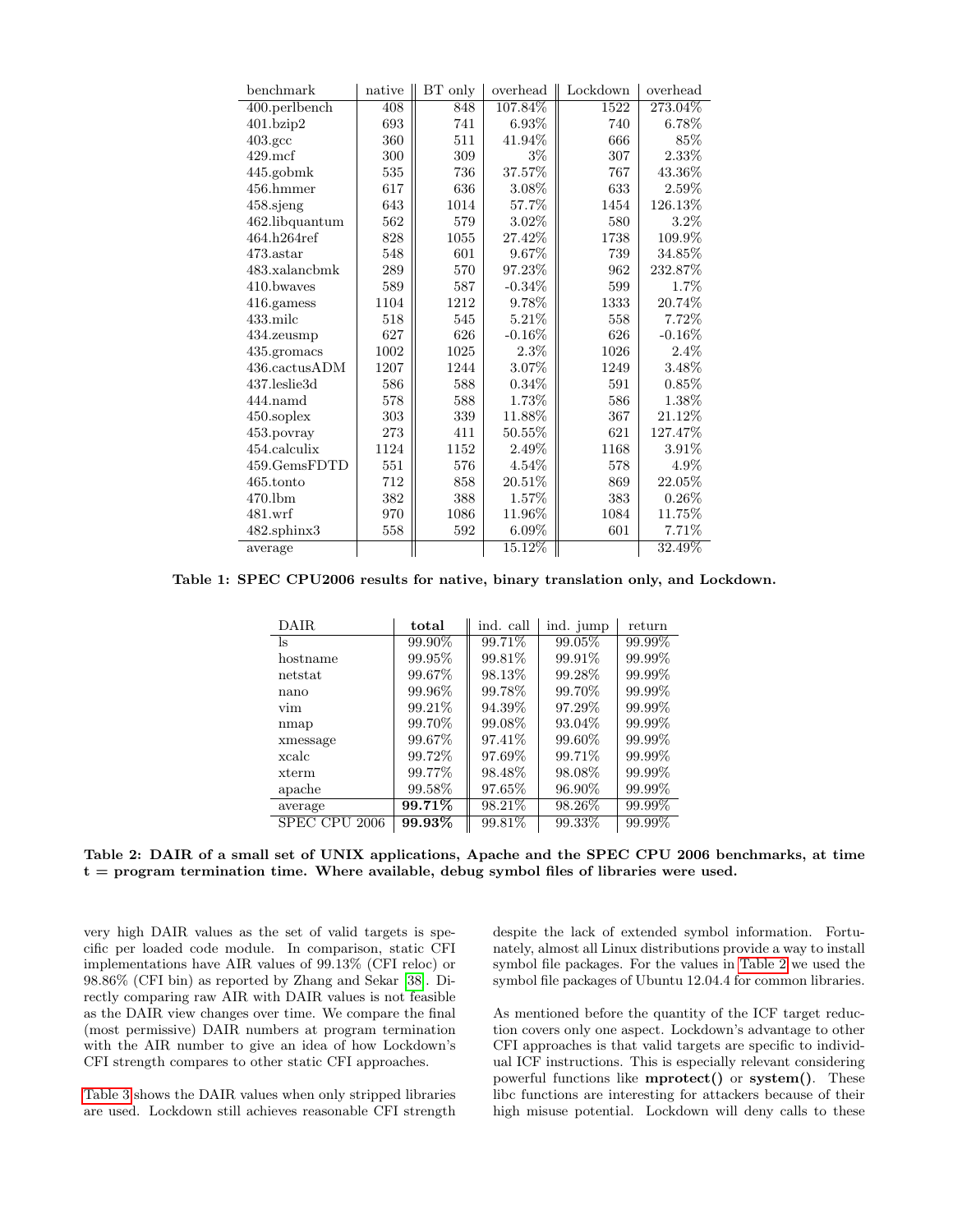| benchmark | native | BT only | overhead | Lockdown | overhead |
|---|---|---|---|---|---|
| 400.perlbench | 408 | 848 | 107.84% | 1522 | 273.04% |
| 401.bzip2 | 693 | 741 | 6.93% | 740 | 6.78% |
| 403.gcc | 360 | 511 | 41.94% | 666 | 85% |
| 429.mcf | 300 | 309 | 3% | 307 | 2.33% |
| 445.gobmk | 535 | 736 | 37.57% | 767 | 43.36% |
| 456.hmmer | 617 | 636 | 3.08% | 633 | 2.59% |
| 458.sjeng | 643 | 1014 | 57.7% | 1454 | 126.13% |
| 462.libquantum | 562 | 579 | 3.02% | 580 | 3.2% |
| 464.h264ref | 828 | 1055 | 27.42% | 1738 | 109.9% |
| 473.astar | 548 | 601 | 9.67% | 739 | 34.85% |
| 483.xalancbmk | 289 | 570 | 97.23% | 962 | 232.87% |
| 410.bwaves | 589 | 587 | -0.34% | 599 | 1.7% |
| 416.gamess | 1104 | 1212 | 9.78% | 1333 | 20.74% |
| 433.milc | 518 | 545 | 5.21% | 558 | 7.72% |
| 434.zeusmp | 627 | 626 | -0.16% | 626 | -0.16% |
| 435.gromacs | 1002 | 1025 | 2.3% | 1026 | 2.4% |
| 436.cactusADM | 1207 | 1244 | 3.07% | 1249 | 3.48% |
| 437.leslie3d | 586 | 588 | 0.34% | 591 | 0.85% |
| 444.namd | 578 | 588 | 1.73% | 586 | 1.38% |
| 450.soplex | 303 | 339 | 11.88% | 367 | 21.12% |
| 453.povray | 273 | 411 | 50.55% | 621 | 127.47% |
| 454.calculix | 1124 | 1152 | 2.49% | 1168 | 3.91% |
| 459.GemsFDTD | 551 | 576 | 4.54% | 578 | 4.9% |
| 465.tonto | 712 | 858 | 20.51% | 869 | 22.05% |
| 470.lbm | 382 | 388 | 1.57% | 383 | 0.26% |
| 481.wrf | 970 | 1086 | 11.96% | 1084 | 11.75% |
| 482.sphinx3 | 558 | 592 | 6.09% | 601 | 7.71% |
| average | | | 15.12% | | 32.49% |

**Table 1: SPEC CPU2006 results for native, binary translation only, and Lockdown.**

| DAIR | **total** | ind. call | ind. jump | return |
|---|---|---|---|---|
| ls | 99.90% | 99.71% | 99.05% | 99.99% |
| hostname | 99.95% | 99.81% | 99.91% | 99.99% |
| netstat | 99.67% | 98.13% | 99.28% | 99.99% |
| nano | 99.96% | 99.78% | 99.70% | 99.99% |
| vim | 99.21% | 94.39% | 97.29% | 99.99% |
| nmap | 99.70% | 99.08% | 93.04% | 99.99% |
| xmessage | 99.67% | 97.41% | 99.60% | 99.99% |
| xcalc | 99.72% | 97.69% | 99.71% | 99.99% |
| xterm | 99.77% | 98.48% | 98.08% | 99.99% |
| apache | 99.58% | 97.65% | 96.90% | 99.99% |
| average | **99.71%** | 98.21% | 98.26% | 99.99% |
| SPEC CPU 2006 | **99.93%** | 99.81% | 99.33% | 99.99% |

**Table 2: DAIR of a small set of UNIX applications, Apache and the SPEC CPU 2006 benchmarks, at time t = program termination time. Where available, debug symbol files of libraries were used.**

very high DAIR values as the set of valid targets is specific per loaded code module. In comparison, static CFI implementations have AIR values of 99.13% (CFI reloc) or 98.86% (CFI bin) as reported by Zhang and Sekar [38]. Directly comparing raw AIR with DAIR values is not feasible as the DAIR view changes over time. We compare the final (most permissive) DAIR numbers at program termination with the AIR number to give an idea of how Lockdown's CFI strength compares to other static CFI approaches.

Table 3 shows the DAIR values when only stripped libraries are used. Lockdown still achieves reasonable CFI strength despite the lack of extended symbol information. Fortunately, almost all Linux distributions provide a way to install symbol file packages. For the values in Table 2 we used the symbol file packages of Ubuntu 12.04.4 for common libraries.

As mentioned before the quantity of the ICF target reduction covers only one aspect. Lockdown's advantage to other CFI approaches is that valid targets are specific to individual ICF instructions. This is especially relevant considering powerful functions like **mprotect()** or **system()**. These libc functions are interesting for attackers because of their high misuse potential. Lockdown will deny calls to these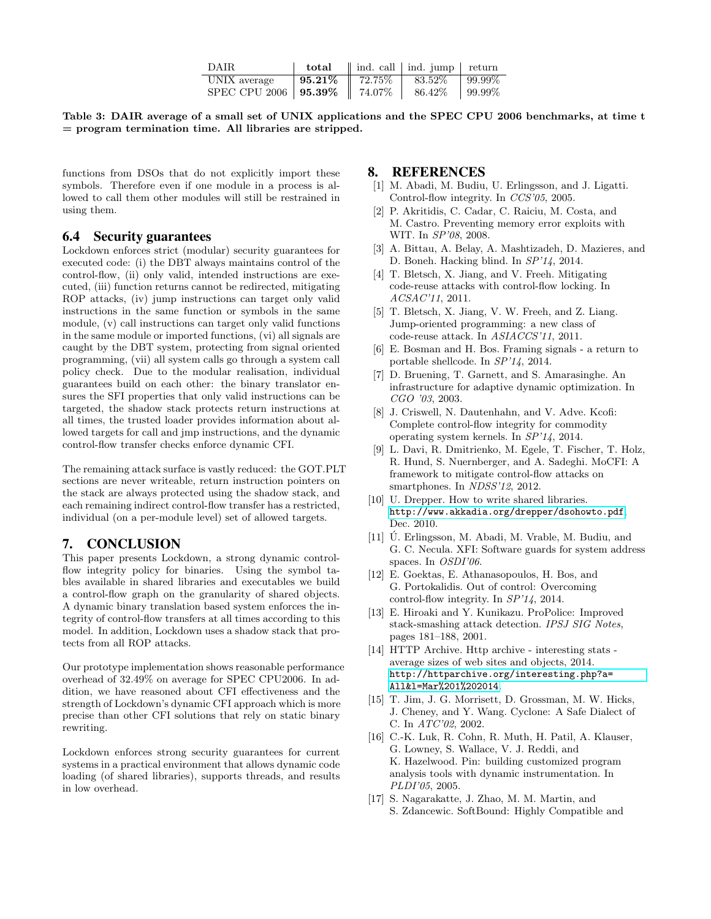| DAIR | **total** | ind. call | ind. jump | return |
|---|---|---|---|---|
| UNIX average | **95.21%** | 72.75% | 83.52% | 99.99% |
| SPEC CPU 2006 | **95.39%** | 74.07% | 86.42% | 99.99% |

**Table 3: DAIR average of a small set of UNIX applications and the SPEC CPU 2006 benchmarks, at time t = program termination time. All libraries are stripped.**

functions from DSOs that do not explicitly import these symbols. Therefore even if one module in a process is allowed to call them other modules will still be restrained in using them.

### 6.4 Security guarantees

Lockdown enforces strict (modular) security guarantees for executed code: (i) the DBT always maintains control of the control-flow, (ii) only valid, intended instructions are executed, (iii) function returns cannot be redirected, mitigating ROP attacks, (iv) jump instructions can target only valid instructions in the same function or symbols in the same module, (v) call instructions can target only valid functions in the same module or imported functions, (vi) all signals are caught by the DBT system, protecting from signal oriented programming, (vii) all system calls go through a system call policy check. Due to the modular realisation, individual guarantees build on each other: the binary translator ensures the SFI properties that only valid instructions can be targeted, the shadow stack protects return instructions at all times, the trusted loader provides information about allowed targets for call and jmp instructions, and the dynamic control-flow transfer checks enforce dynamic CFI.

The remaining attack surface is vastly reduced: the GOT.PLT sections are never writeable, return instruction pointers on the stack are always protected using the shadow stack, and each remaining indirect control-flow transfer has a restricted, individual (on a per-module level) set of allowed targets.

## 7. CONCLUSION

This paper presents Lockdown, a strong dynamic control-flow integrity policy for binaries. Using the symbol tables available in shared libraries and executables we build a control-flow graph on the granularity of shared objects. A dynamic binary translation based system enforces the integrity of control-flow transfers at all times according to this model. In addition, Lockdown uses a shadow stack that protects from all ROP attacks.

Our prototype implementation shows reasonable performance overhead of 32.49% on average for SPEC CPU2006. In addition, we have reasoned about CFI effectiveness and the strength of Lockdown's dynamic CFI approach which is more precise than other CFI solutions that rely on static binary rewriting.

Lockdown enforces strong security guarantees for current systems in a practical environment that allows dynamic code loading (of shared libraries), supports threads, and results in low overhead.

## 8. REFERENCES

[1] M. Abadi, M. Budiu, U. Erlingsson, and J. Ligatti. Control-flow integrity. In *CCS'05*, 2005.

[2] P. Akritidis, C. Cadar, C. Raiciu, M. Costa, and M. Castro. Preventing memory error exploits with WIT. In *SP'08*, 2008.

[3] A. Bittau, A. Belay, A. Mashtizadeh, D. Mazieres, and D. Boneh. Hacking blind. In *SP'14*, 2014.

[4] T. Bletsch, X. Jiang, and V. Freeh. Mitigating code-reuse attacks with control-flow locking. In *ACSAC'11*, 2011.

[5] T. Bletsch, X. Jiang, V. W. Freeh, and Z. Liang. Jump-oriented programming: a new class of code-reuse attack. In *ASIACCS'11*, 2011.

[6] E. Bosman and H. Bos. Framing signals - a return to portable shellcode. In *SP'14*, 2014.

[7] D. Bruening, T. Garnett, and S. Amarasinghe. An infrastructure for adaptive dynamic optimization. In *CGO '03*, 2003.

[8] J. Criswell, N. Dautenhahn, and V. Adve. Kcofi: Complete control-flow integrity for commodity operating system kernels. In *SP'14*, 2014.

[9] L. Davi, R. Dmitrienko, M. Egele, T. Fischer, T. Holz, R. Hund, S. Nuernberger, and A. Sadeghi. MoCFI: A framework to mitigate control-flow attacks on smartphones. In *NDSS'12*, 2012.

[10] U. Drepper. How to write shared libraries. http://www.akkadia.org/drepper/dsohowto.pdf, Dec. 2010.

[11] Ú. Erlingsson, M. Abadi, M. Vrable, M. Budiu, and G. C. Necula. XFI: Software guards for system address spaces. In *OSDI'06*.

[12] E. Goektas, E. Athanasopoulos, H. Bos, and G. Portokalidis. Out of control: Overcoming control-flow integrity. In *SP'14*, 2014.

[13] E. Hiroaki and Y. Kunikazu. ProPolice: Improved stack-smashing attack detection. *IPSJ SIG Notes*, pages 181–188, 2001.

[14] HTTP Archive. Http archive - interesting stats - average sizes of web sites and objects, 2014. http://httparchive.org/interesting.php?a=All&l=Mar%201%202014.

[15] T. Jim, J. G. Morrisett, D. Grossman, M. W. Hicks, J. Cheney, and Y. Wang. Cyclone: A Safe Dialect of C. In *ATC'02*, 2002.

[16] C.-K. Luk, R. Cohn, R. Muth, H. Patil, A. Klauser, G. Lowney, S. Wallace, V. J. Reddi, and K. Hazelwood. Pin: building customized program analysis tools with dynamic instrumentation. In *PLDI'05*, 2005.

[17] S. Nagarakatte, J. Zhao, M. M. Martin, and S. Zdancewic. SoftBound: Highly Compatible and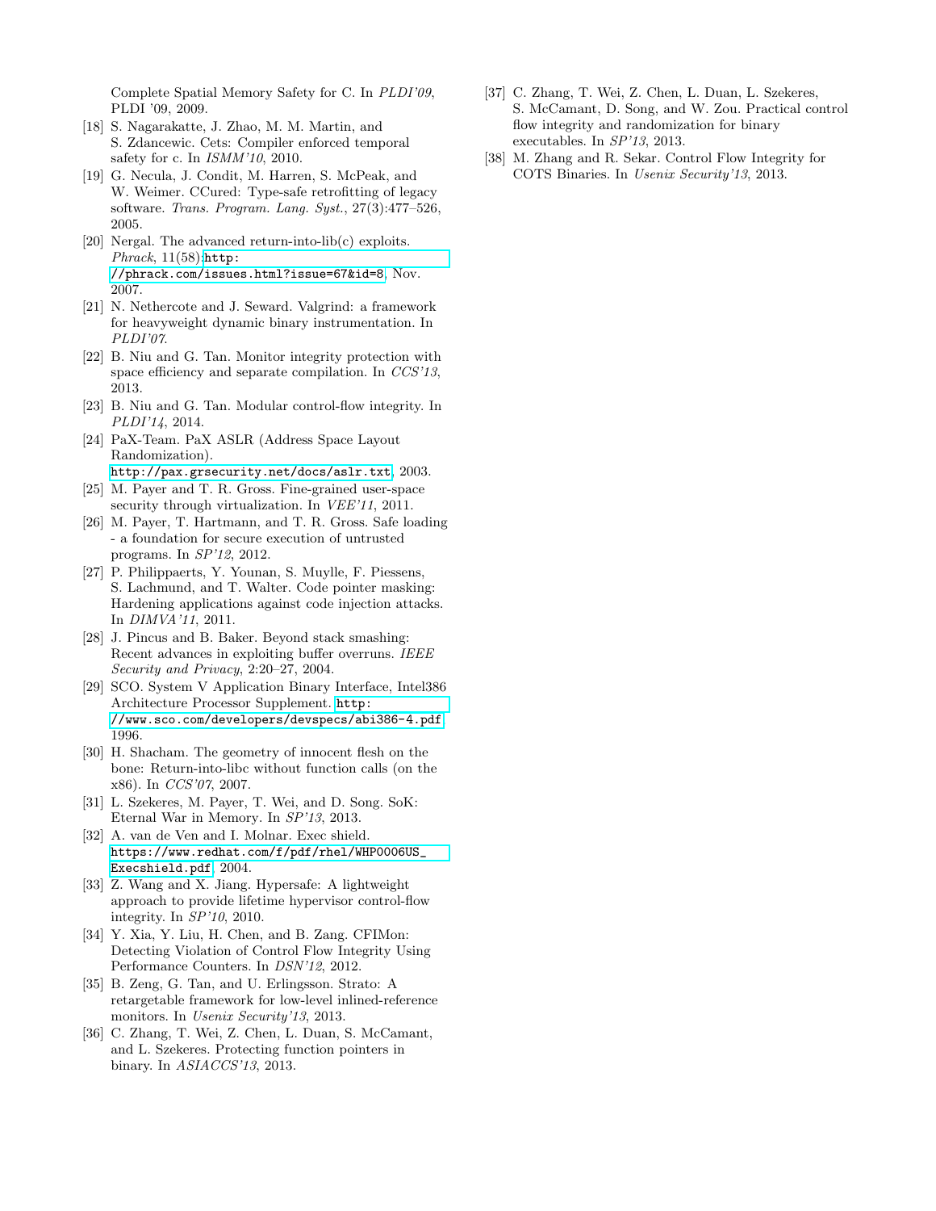Complete Spatial Memory Safety for C. In *PLDI'09*, PLDI '09, 2009.

[18] S. Nagarakatte, J. Zhao, M. M. Martin, and S. Zdancewic. Cets: Compiler enforced temporal safety for c. In *ISMM'10*, 2010.

[19] G. Necula, J. Condit, M. Harren, S. McPeak, and W. Weimer. CCured: Type-safe retrofitting of legacy software. *Trans. Program. Lang. Syst.*, 27(3):477–526, 2005.

[20] Nergal. The advanced return-into-lib(c) exploits. *Phrack*, 11(58):http://phrack.com/issues.html?issue=67&id=8, Nov. 2007.

[21] N. Nethercote and J. Seward. Valgrind: a framework for heavyweight dynamic binary instrumentation. In *PLDI'07*.

[22] B. Niu and G. Tan. Monitor integrity protection with space efficiency and separate compilation. In *CCS'13*, 2013.

[23] B. Niu and G. Tan. Modular control-flow integrity. In *PLDI'14*, 2014.

[24] PaX-Team. PaX ASLR (Address Space Layout Randomization). http://pax.grsecurity.net/docs/aslr.txt, 2003.

[25] M. Payer and T. R. Gross. Fine-grained user-space security through virtualization. In *VEE'11*, 2011.

[26] M. Payer, T. Hartmann, and T. R. Gross. Safe loading - a foundation for secure execution of untrusted programs. In *SP'12*, 2012.

[27] P. Philippaerts, Y. Younan, S. Muylle, F. Piessens, S. Lachmund, and T. Walter. Code pointer masking: Hardening applications against code injection attacks. In *DIMVA'11*, 2011.

[28] J. Pincus and B. Baker. Beyond stack smashing: Recent advances in exploiting buffer overruns. *IEEE Security and Privacy*, 2:20–27, 2004.

[29] SCO. System V Application Binary Interface, Intel386 Architecture Processor Supplement. http://www.sco.com/developers/devspecs/abi386-4.pdf, 1996.

[30] H. Shacham. The geometry of innocent flesh on the bone: Return-into-libc without function calls (on the x86). In *CCS'07*, 2007.

[31] L. Szekeres, M. Payer, T. Wei, and D. Song. SoK: Eternal War in Memory. In *SP'13*, 2013.

[32] A. van de Ven and I. Molnar. Exec shield. https://www.redhat.com/f/pdf/rhel/WHP0006US_Execshield.pdf, 2004.

[33] Z. Wang and X. Jiang. Hypersafe: A lightweight approach to provide lifetime hypervisor control-flow integrity. In *SP'10*, 2010.

[34] Y. Xia, Y. Liu, H. Chen, and B. Zang. CFIMon: Detecting Violation of Control Flow Integrity Using Performance Counters. In *DSN'12*, 2012.

[35] B. Zeng, G. Tan, and U. Erlingsson. Strato: A retargetable framework for low-level inlined-reference monitors. In *Usenix Security'13*, 2013.

[36] C. Zhang, T. Wei, Z. Chen, L. Duan, S. McCamant, and L. Szekeres. Protecting function pointers in binary. In *ASIACCS'13*, 2013.

[37] C. Zhang, T. Wei, Z. Chen, L. Duan, L. Szekeres, S. McCamant, D. Song, and W. Zou. Practical control flow integrity and randomization for binary executables. In *SP'13*, 2013.

[38] M. Zhang and R. Sekar. Control Flow Integrity for COTS Binaries. In *Usenix Security'13*, 2013.